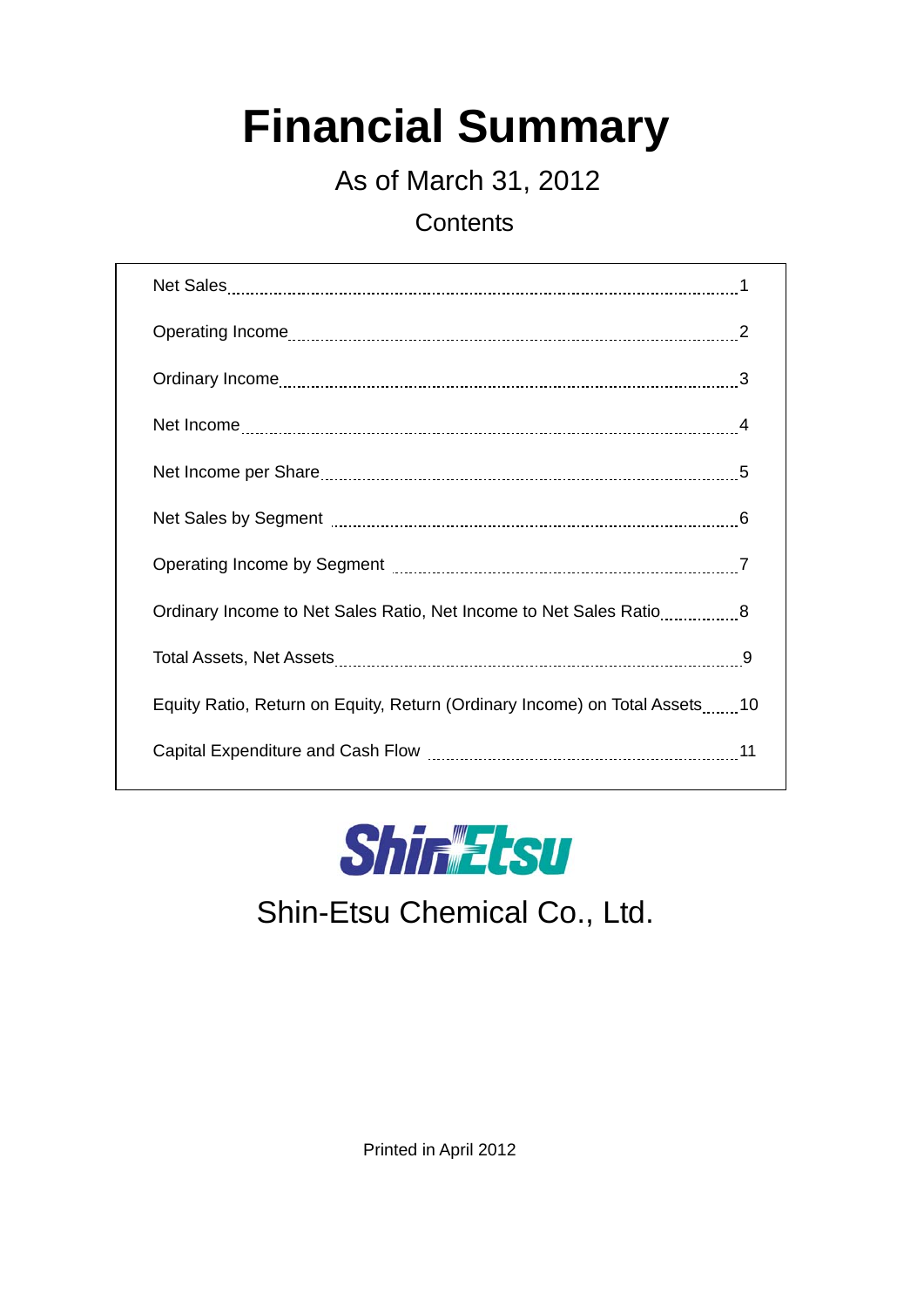# Financial Summary

As of March 31, 2012

Contents

| | |
|---|---|
| Net Sales | 1 |
| Operating Income | 2 |
| Ordinary Income | 3 |
| Net Income | 4 |
| Net Income per Share | 5 |
| Net Sales by Segment | 6 |
| Operating Income by Segment | 7 |
| Ordinary Income to Net Sales Ratio, Net Income to Net Sales Ratio | 8 |
| Total Assets, Net Assets | 9 |
| Equity Ratio, Return on Equity, Return (Ordinary Income) on Total Assets | 10 |
| Capital Expenditure and Cash Flow | 11 |

ShinEtsu

Shin-Etsu Chemical Co., Ltd.

Printed in April 2012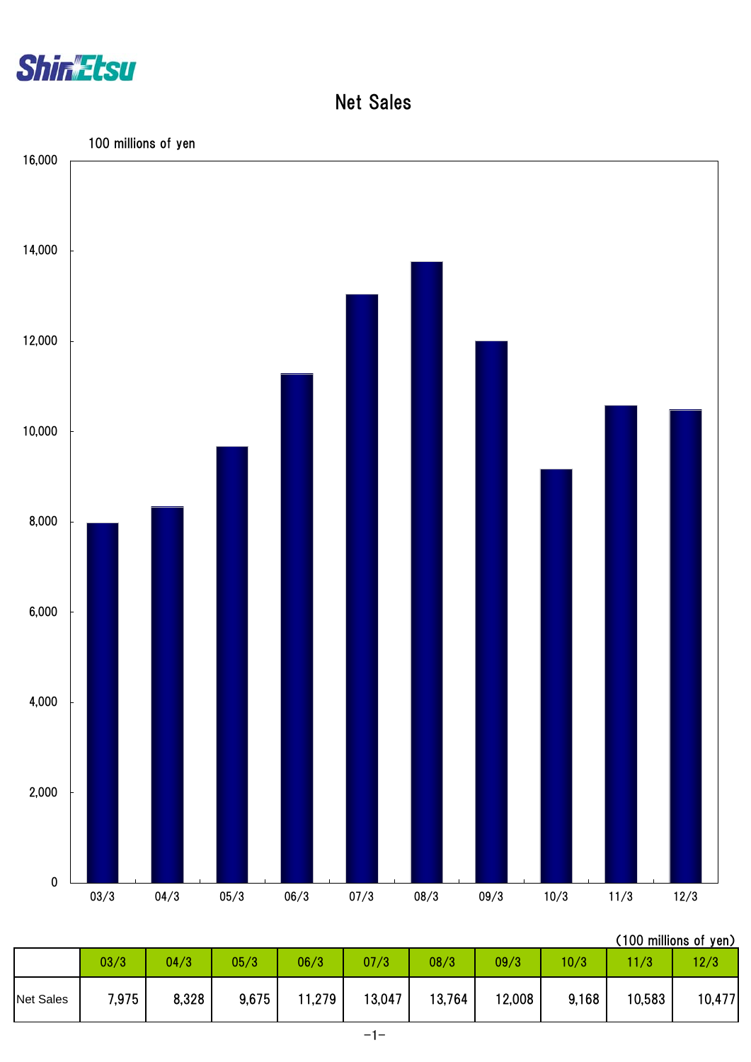# Net Sales

100 millions of yen

(100 millions of yen)

| | 03/3 | 04/3 | 05/3 | 06/3 | 07/3 | 08/3 | 09/3 | 10/3 | 11/3 | 12/3 |
|---|---|---|---|---|---|---|---|---|---|---|
| Net Sales | 7,975 | 8,328 | 9,675 | 11,279 | 13,047 | 13,764 | 12,008 | 9,168 | 10,583 | 10,477 |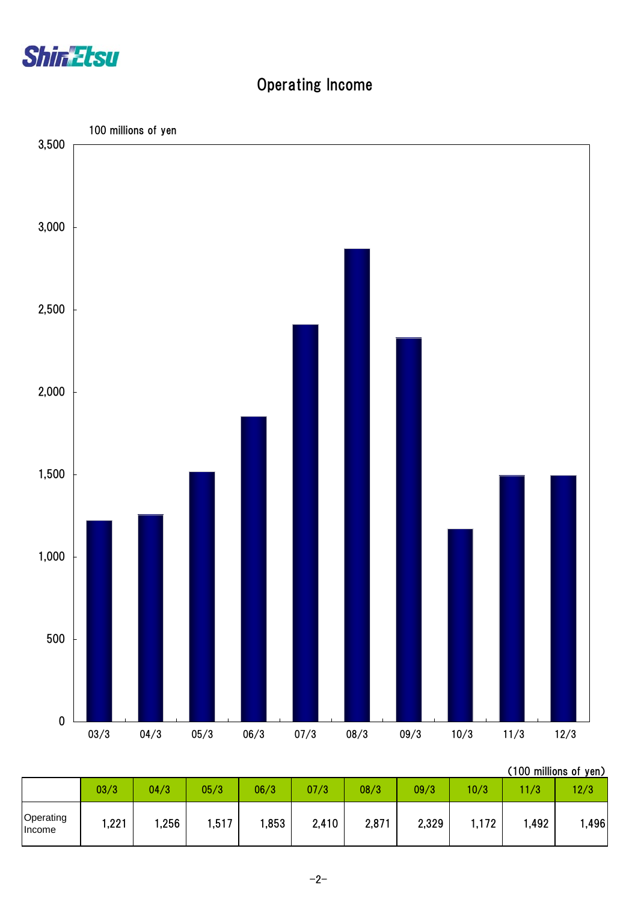# Operating Income

100 millions of yen

(100 millions of yen)

| | 03/3 | 04/3 | 05/3 | 06/3 | 07/3 | 08/3 | 09/3 | 10/3 | 11/3 | 12/3 |
|---|---|---|---|---|---|---|---|---|---|---|
| Operating Income | 1,221 | 1,256 | 1,517 | 1,853 | 2,410 | 2,871 | 2,329 | 1,172 | 1,492 | 1,496 |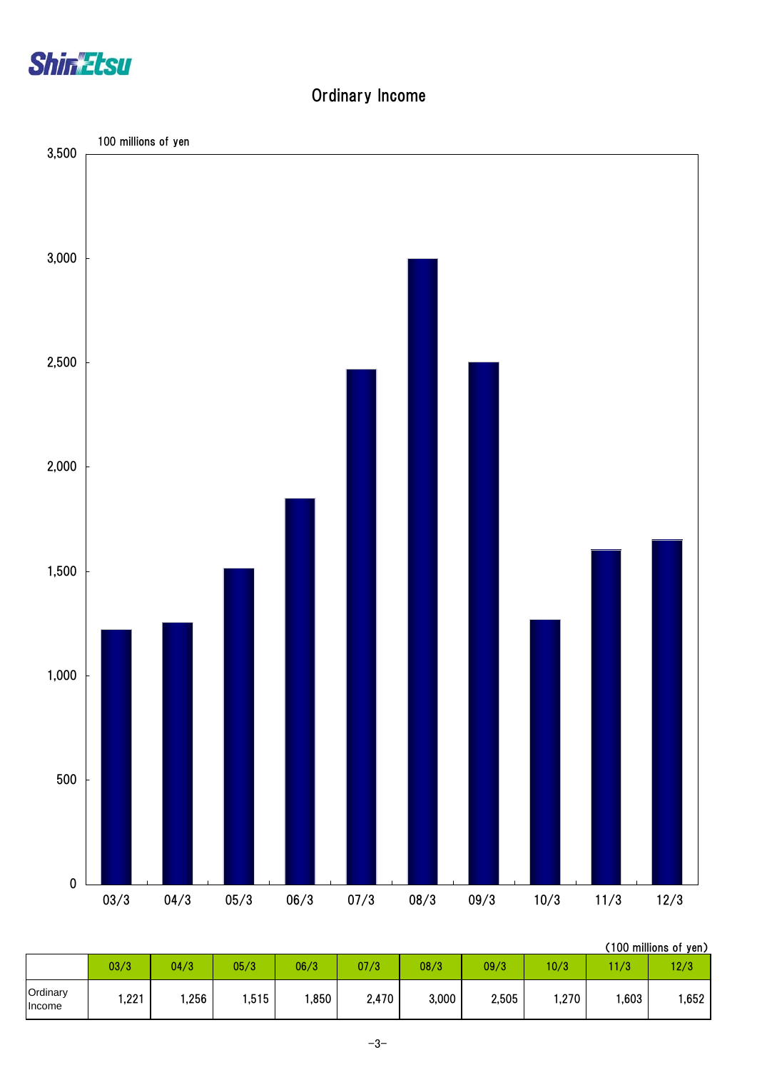# Ordinary Income

(100 millions of yen)

| | 03/3 | 04/3 | 05/3 | 06/3 | 07/3 | 08/3 | 09/3 | 10/3 | 11/3 | 12/3 |
|---|---|---|---|---|---|---|---|---|---|---|
| Ordinary Income | 1,221 | 1,256 | 1,515 | 1,850 | 2,470 | 3,000 | 2,505 | 1,270 | 1,603 | 1,652 |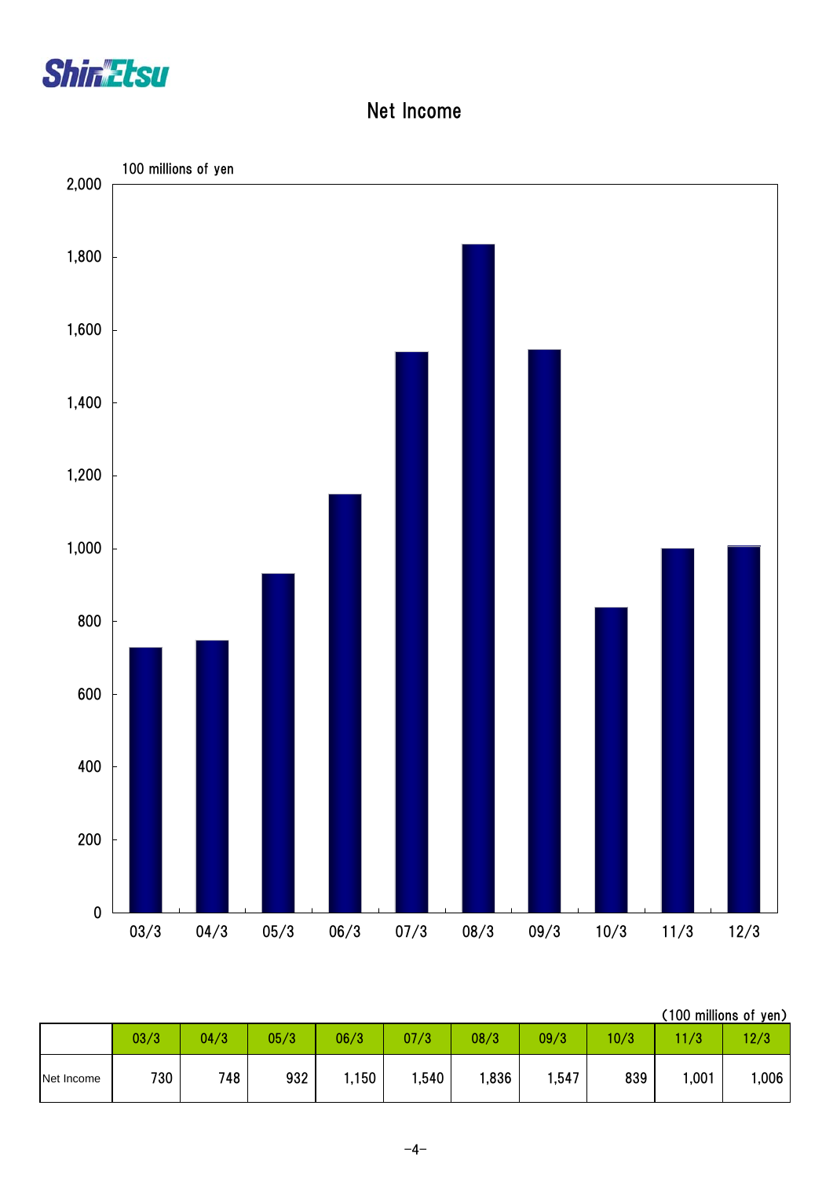# Net Income

100 millions of yen

(100 millions of yen)

| | 03/3 | 04/3 | 05/3 | 06/3 | 07/3 | 08/3 | 09/3 | 10/3 | 11/3 | 12/3 |
|---|---|---|---|---|---|---|---|---|---|---|
| Net Income | 730 | 748 | 932 | 1,150 | 1,540 | 1,836 | 1,547 | 839 | 1,001 | 1,006 |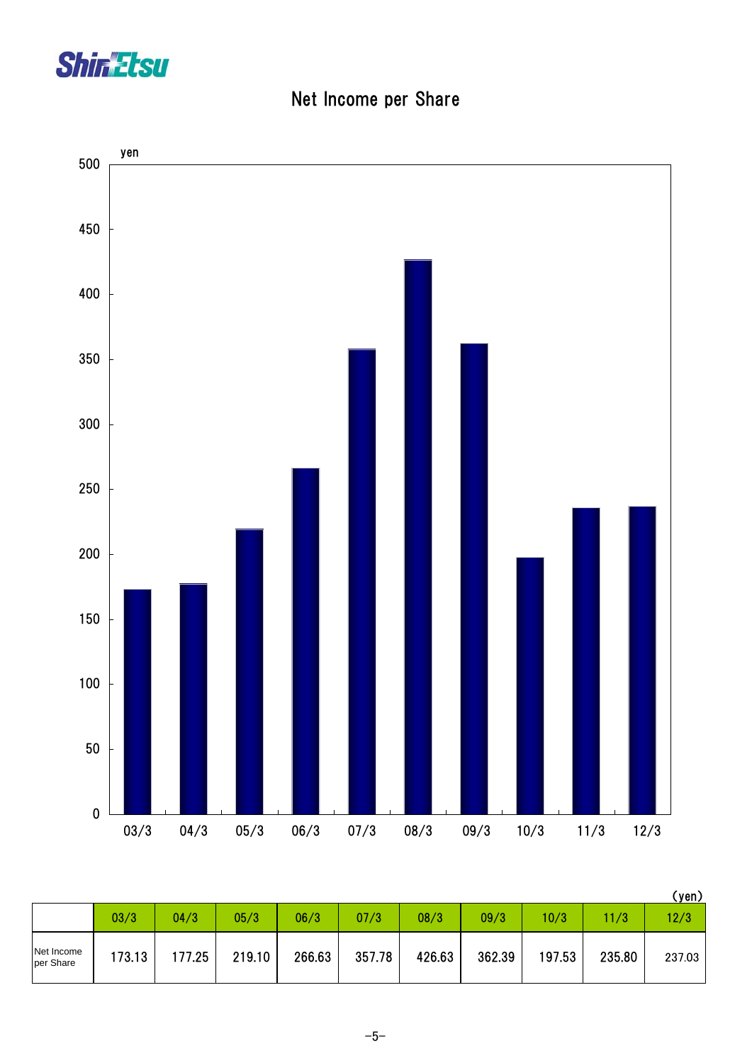# Net Income per Share

(yen)

|  | 03/3 | 04/3 | 05/3 | 06/3 | 07/3 | 08/3 | 09/3 | 10/3 | 11/3 | 12/3 |
|---|---|---|---|---|---|---|---|---|---|---|
| Net Income per Share | 173.13 | 177.25 | 219.10 | 266.63 | 357.78 | 426.63 | 362.39 | 197.53 | 235.80 | 237.03 |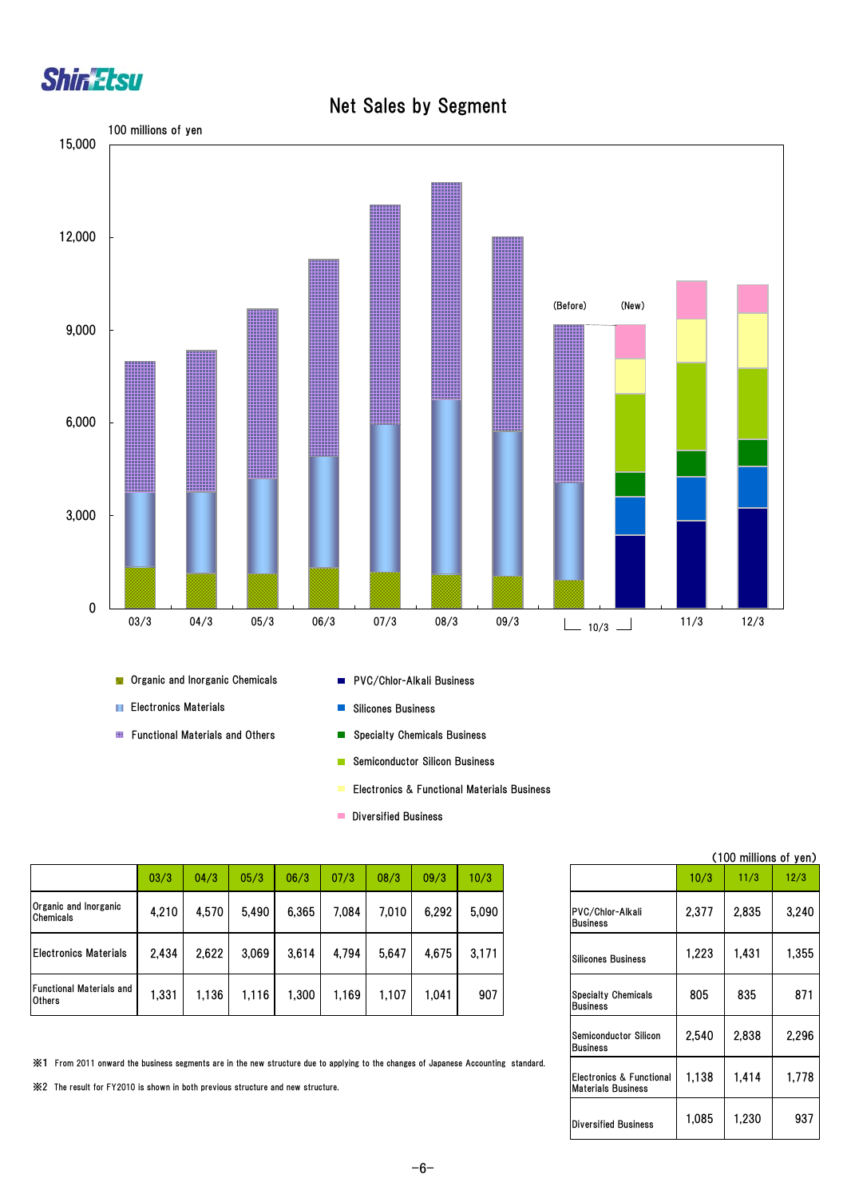# Net Sales by Segment

100 millions of yen

| | 03/3 | 04/3 | 05/3 | 06/3 | 07/3 | 08/3 | 09/3 | 10/3 |
|---|---|---|---|---|---|---|---|---|
| Organic and Inorganic Chemicals | 4,210 | 4,570 | 5,490 | 6,365 | 7,084 | 7,010 | 6,292 | 5,090 |
| Electronics Materials | 2,434 | 2,622 | 3,069 | 3,614 | 4,794 | 5,647 | 4,675 | 3,171 |
| Functional Materials and Others | 1,331 | 1,136 | 1,116 | 1,300 | 1,169 | 1,107 | 1,041 | 907 |

(100 millions of yen)

| | 10/3 | 11/3 | 12/3 |
|---|---|---|---|
| PVC/Chlor-Alkali Business | 2,377 | 2,835 | 3,240 |
| Silicones Business | 1,223 | 1,431 | 1,355 |
| Specialty Chemicals Business | 805 | 835 | 871 |
| Semiconductor Silicon Business | 2,540 | 2,838 | 2,296 |
| Electronics & Functional Materials Business | 1,138 | 1,414 | 1,778 |
| Diversified Business | 1,085 | 1,230 | 937 |

※1 From 2011 onward the business segments are in the new structure due to applying to the changes of Japanese Accounting standard.

※2 The result for FY2010 is shown in both previous structure and new structure.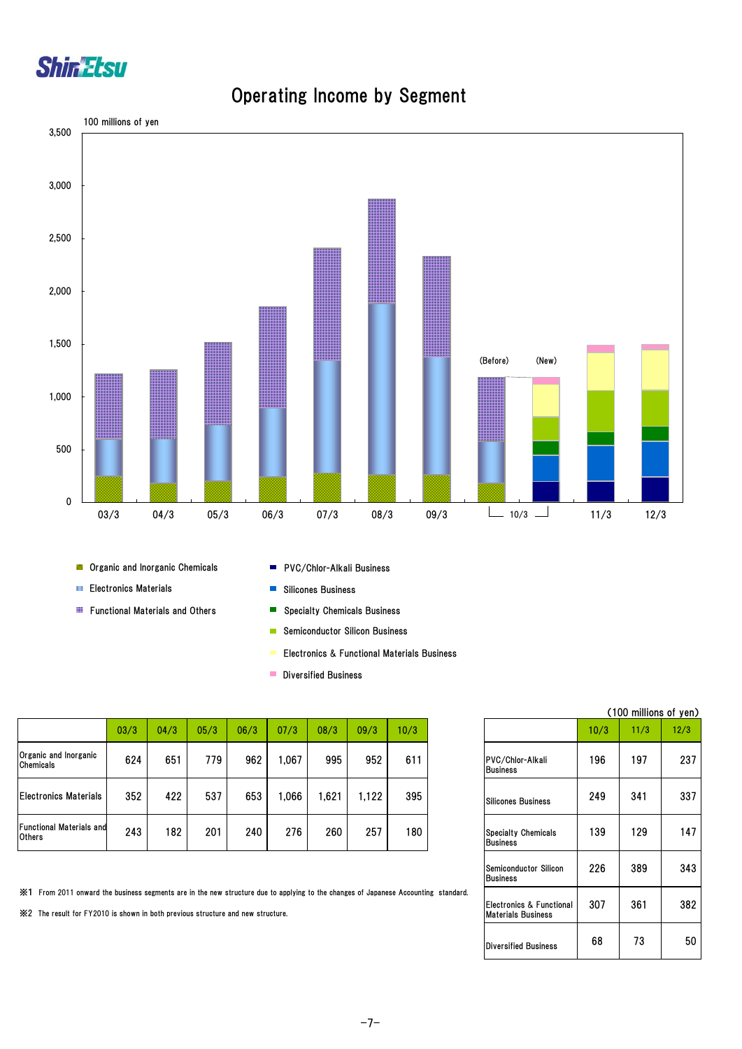# Operating Income by Segment

100 millions of yen

- Organic and Inorganic Chemicals
- Electronics Materials
- Functional Materials and Others
- PVC/Chlor-Alkali Business
- Silicones Business
- Specialty Chemicals Business
- Semiconductor Silicon Business
- Electronics & Functional Materials Business
- Diversified Business

(100 millions of yen)

| | 03/3 | 04/3 | 05/3 | 06/3 | 07/3 | 08/3 | 09/3 | 10/3 |
|---|---|---|---|---|---|---|---|---|
| Organic and Inorganic Chemicals | 624 | 651 | 779 | 962 | 1,067 | 995 | 952 | 611 |
| Electronics Materials | 352 | 422 | 537 | 653 | 1,066 | 1,621 | 1,122 | 395 |
| Functional Materials and Others | 243 | 182 | 201 | 240 | 276 | 260 | 257 | 180 |

| | 10/3 | 11/3 | 12/3 |
|---|---|---|---|
| PVC/Chlor-Alkali Business | 196 | 197 | 237 |
| Silicones Business | 249 | 341 | 337 |
| Specialty Chemicals Business | 139 | 129 | 147 |
| Semiconductor Silicon Business | 226 | 389 | 343 |
| Electronics & Functional Materials Business | 307 | 361 | 382 |
| Diversified Business | 68 | 73 | 50 |

※1 From 2011 onward the business segments are in the new structure due to applying to the changes of Japanese Accounting standard.

※2 The result for FY2010 is shown in both previous structure and new structure.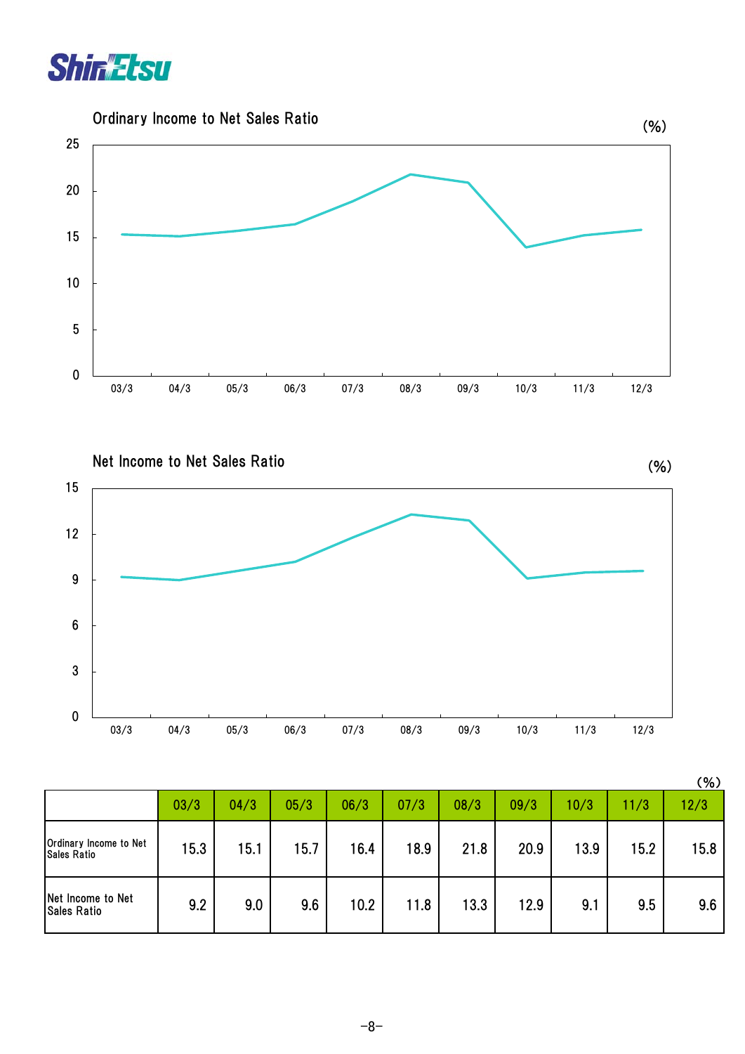## Ordinary Income to Net Sales Ratio

(%)

## Net Income to Net Sales Ratio

(%)

(%)

| | 03/3 | 04/3 | 05/3 | 06/3 | 07/3 | 08/3 | 09/3 | 10/3 | 11/3 | 12/3 |
|---|---|---|---|---|---|---|---|---|---|---|
| Ordinary Income to Net Sales Ratio | 15.3 | 15.1 | 15.7 | 16.4 | 18.9 | 21.8 | 20.9 | 13.9 | 15.2 | 15.8 |
| Net Income to Net Sales Ratio | 9.2 | 9.0 | 9.6 | 10.2 | 11.8 | 13.3 | 12.9 | 9.1 | 9.5 | 9.6 |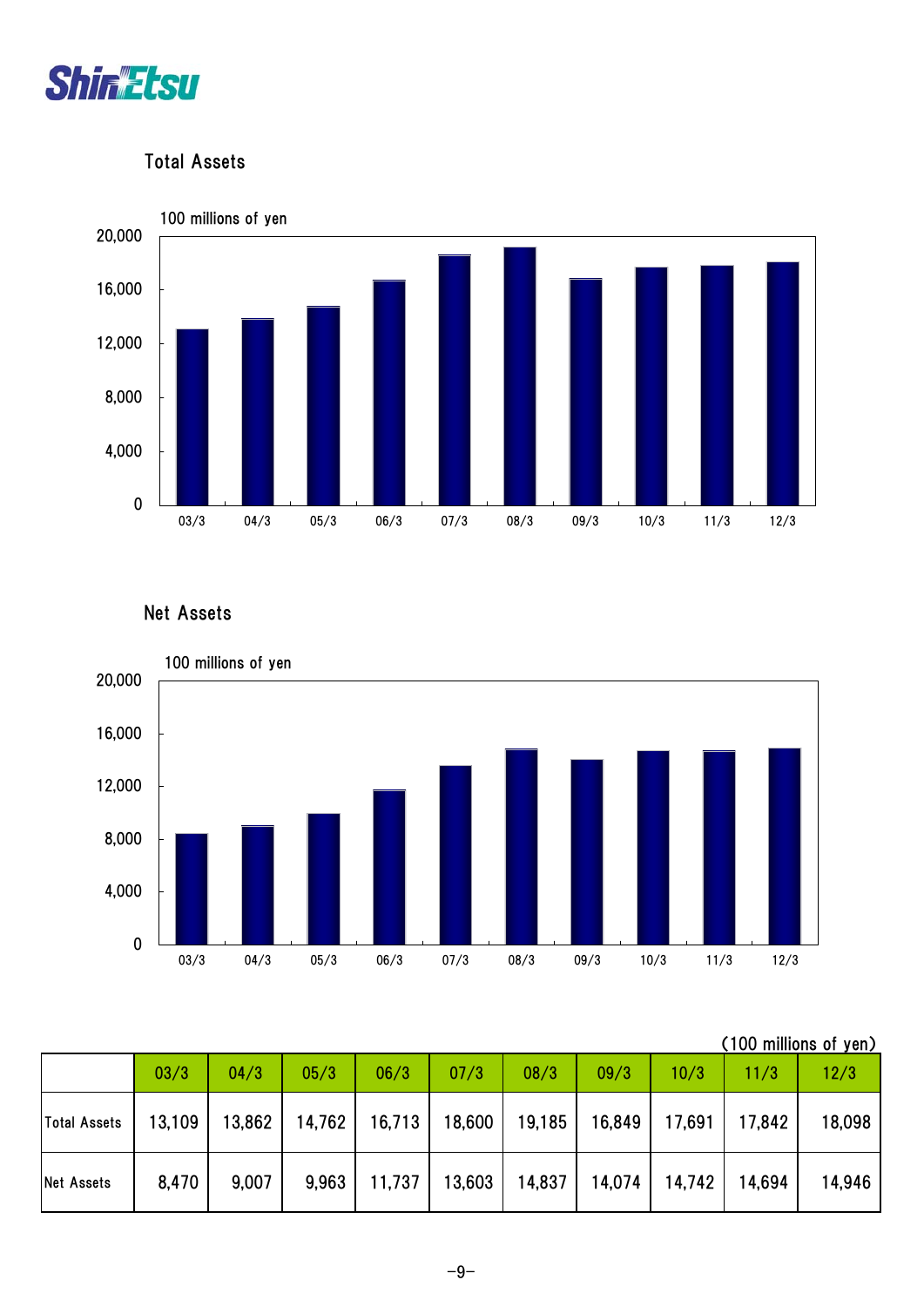## Total Assets

100 millions of yen

## Net Assets

100 millions of yen

(100 millions of yen)

| | 03/3 | 04/3 | 05/3 | 06/3 | 07/3 | 08/3 | 09/3 | 10/3 | 11/3 | 12/3 |
|---|---|---|---|---|---|---|---|---|---|---|
| Total Assets | 13,109 | 13,862 | 14,762 | 16,713 | 18,600 | 19,185 | 16,849 | 17,691 | 17,842 | 18,098 |
| Net Assets | 8,470 | 9,007 | 9,963 | 11,737 | 13,603 | 14,837 | 14,074 | 14,742 | 14,694 | 14,946 |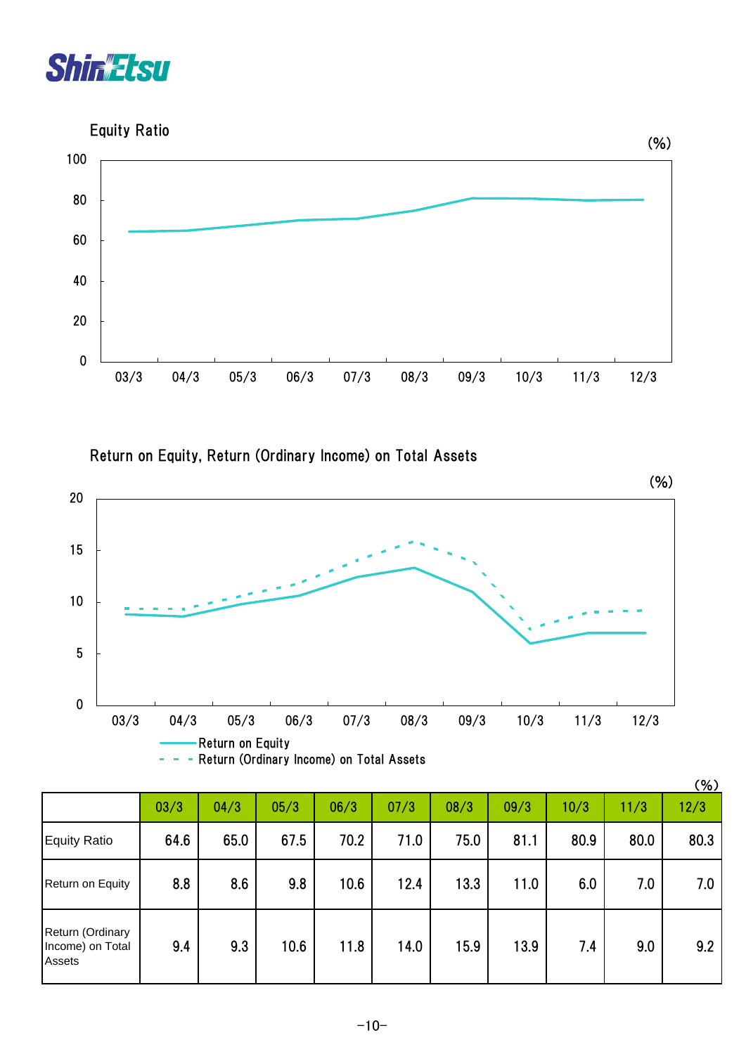## Equity Ratio

(%)

## Return on Equity, Return (Ordinary Income) on Total Assets

(%)

— Return on Equity
- - - Return (Ordinary Income) on Total Assets

(%)

| | 03/3 | 04/3 | 05/3 | 06/3 | 07/3 | 08/3 | 09/3 | 10/3 | 11/3 | 12/3 |
|---|---|---|---|---|---|---|---|---|---|---|
| Equity Ratio | 64.6 | 65.0 | 67.5 | 70.2 | 71.0 | 75.0 | 81.1 | 80.9 | 80.0 | 80.3 |
| Return on Equity | 8.8 | 8.6 | 9.8 | 10.6 | 12.4 | 13.3 | 11.0 | 6.0 | 7.0 | 7.0 |
| Return (Ordinary Income) on Total Assets | 9.4 | 9.3 | 10.6 | 11.8 | 14.0 | 15.9 | 13.9 | 7.4 | 9.0 | 9.2 |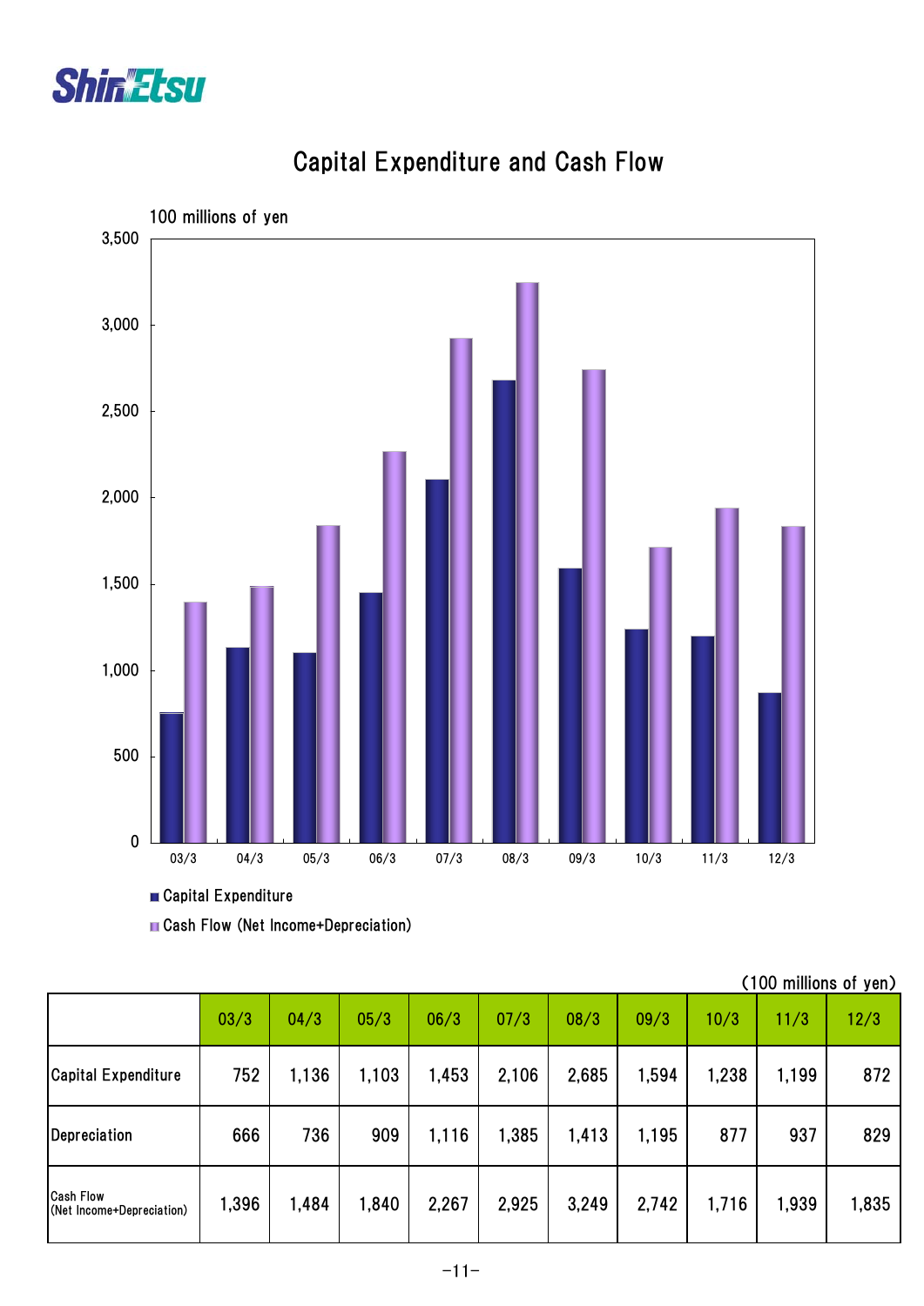ShinEtsu

# Capital Expenditure and Cash Flow

100 millions of yen

3,500
3,000
2,500
2,000
1,500
1,000
500
0

03/3 04/3 05/3 06/3 07/3 08/3 09/3 10/3 11/3 12/3

■ Capital Expenditure
■ Cash Flow (Net Income+Depreciation)

(100 millions of yen)

| | 03/3 | 04/3 | 05/3 | 06/3 | 07/3 | 08/3 | 09/3 | 10/3 | 11/3 | 12/3 |
|---|---|---|---|---|---|---|---|---|---|---|
| Capital Expenditure | 752 | 1,136 | 1,103 | 1,453 | 2,106 | 2,685 | 1,594 | 1,238 | 1,199 | 872 |
| Depreciation | 666 | 736 | 909 | 1,116 | 1,385 | 1,413 | 1,195 | 877 | 937 | 829 |
| Cash Flow (Net Income+Depreciation) | 1,396 | 1,484 | 1,840 | 2,267 | 2,925 | 3,249 | 2,742 | 1,716 | 1,939 | 1,835 |